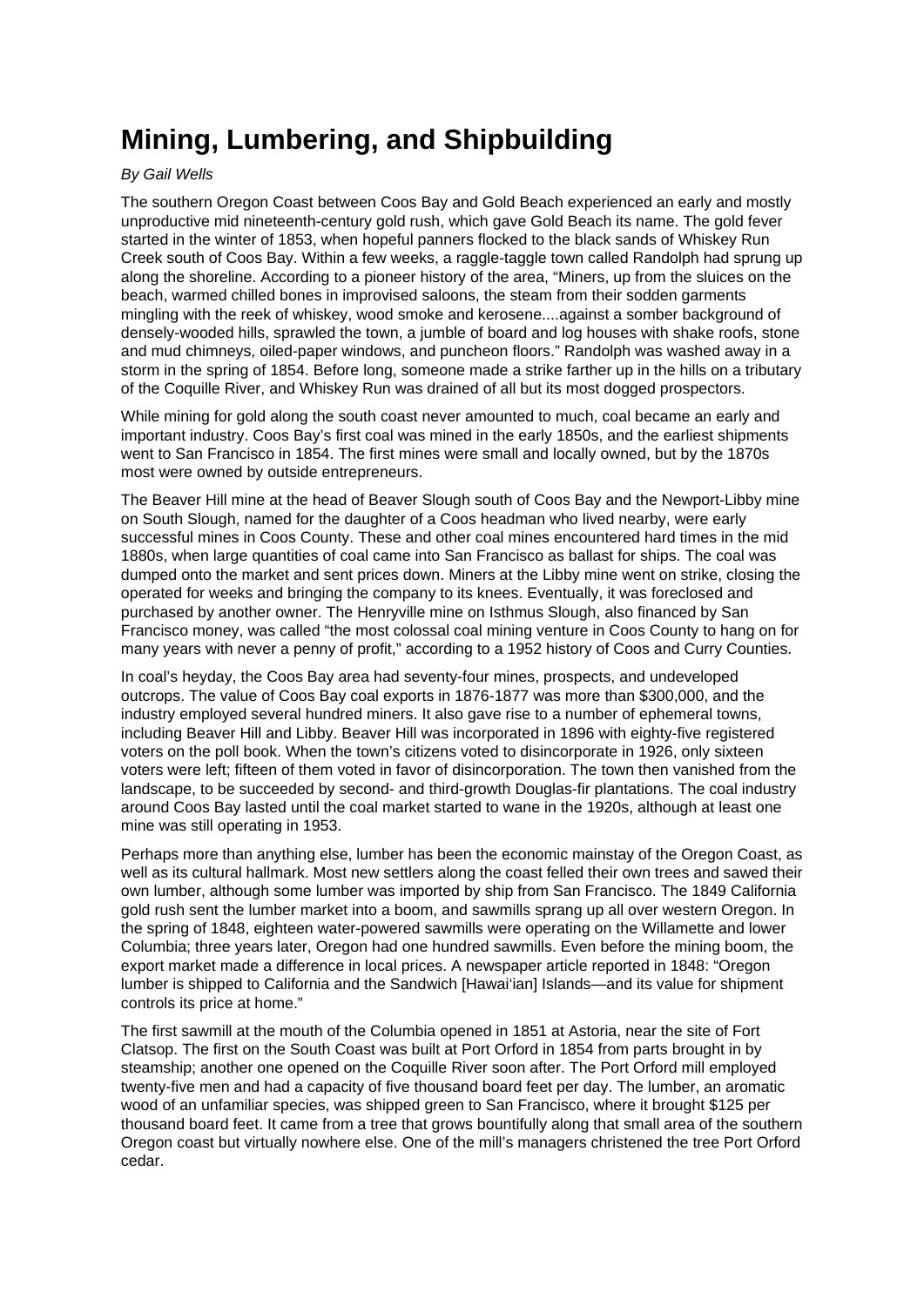# Mining, Lumbering, and Shipbuilding

*By Gail Wells*

The southern Oregon Coast between Coos Bay and Gold Beach experienced an early and mostly unproductive mid nineteenth-century gold rush, which gave Gold Beach its name. The gold fever started in the winter of 1853, when hopeful panners flocked to the black sands of Whiskey Run Creek south of Coos Bay. Within a few weeks, a raggle-taggle town called Randolph had sprung up along the shoreline. According to a pioneer history of the area, "Miners, up from the sluices on the beach, warmed chilled bones in improvised saloons, the steam from their sodden garments mingling with the reek of whiskey, wood smoke and kerosene....against a somber background of densely-wooded hills, sprawled the town, a jumble of board and log houses with shake roofs, stone and mud chimneys, oiled-paper windows, and puncheon floors." Randolph was washed away in a storm in the spring of 1854. Before long, someone made a strike farther up in the hills on a tributary of the Coquille River, and Whiskey Run was drained of all but its most dogged prospectors.

While mining for gold along the south coast never amounted to much, coal became an early and important industry. Coos Bay's first coal was mined in the early 1850s, and the earliest shipments went to San Francisco in 1854. The first mines were small and locally owned, but by the 1870s most were owned by outside entrepreneurs.

The Beaver Hill mine at the head of Beaver Slough south of Coos Bay and the Newport-Libby mine on South Slough, named for the daughter of a Coos headman who lived nearby, were early successful mines in Coos County. These and other coal mines encountered hard times in the mid 1880s, when large quantities of coal came into San Francisco as ballast for ships. The coal was dumped onto the market and sent prices down. Miners at the Libby mine went on strike, closing the operated for weeks and bringing the company to its knees. Eventually, it was foreclosed and purchased by another owner. The Henryville mine on Isthmus Slough, also financed by San Francisco money, was called "the most colossal coal mining venture in Coos County to hang on for many years with never a penny of profit," according to a 1952 history of Coos and Curry Counties.

In coal's heyday, the Coos Bay area had seventy-four mines, prospects, and undeveloped outcrops. The value of Coos Bay coal exports in 1876-1877 was more than $300,000, and the industry employed several hundred miners. It also gave rise to a number of ephemeral towns, including Beaver Hill and Libby. Beaver Hill was incorporated in 1896 with eighty-five registered voters on the poll book. When the town's citizens voted to disincorporate in 1926, only sixteen voters were left; fifteen of them voted in favor of disincorporation. The town then vanished from the landscape, to be succeeded by second- and third-growth Douglas-fir plantations. The coal industry around Coos Bay lasted until the coal market started to wane in the 1920s, although at least one mine was still operating in 1953.

Perhaps more than anything else, lumber has been the economic mainstay of the Oregon Coast, as well as its cultural hallmark. Most new settlers along the coast felled their own trees and sawed their own lumber, although some lumber was imported by ship from San Francisco. The 1849 California gold rush sent the lumber market into a boom, and sawmills sprang up all over western Oregon. In the spring of 1848, eighteen water-powered sawmills were operating on the Willamette and lower Columbia; three years later, Oregon had one hundred sawmills. Even before the mining boom, the export market made a difference in local prices. A newspaper article reported in 1848: "Oregon lumber is shipped to California and the Sandwich [Hawai'ian] Islands—and its value for shipment controls its price at home."

The first sawmill at the mouth of the Columbia opened in 1851 at Astoria, near the site of Fort Clatsop. The first on the South Coast was built at Port Orford in 1854 from parts brought in by steamship; another one opened on the Coquille River soon after. The Port Orford mill employed twenty-five men and had a capacity of five thousand board feet per day. The lumber, an aromatic wood of an unfamiliar species, was shipped green to San Francisco, where it brought $125 per thousand board feet. It came from a tree that grows bountifully along that small area of the southern Oregon coast but virtually nowhere else. One of the mill's managers christened the tree Port Orford cedar.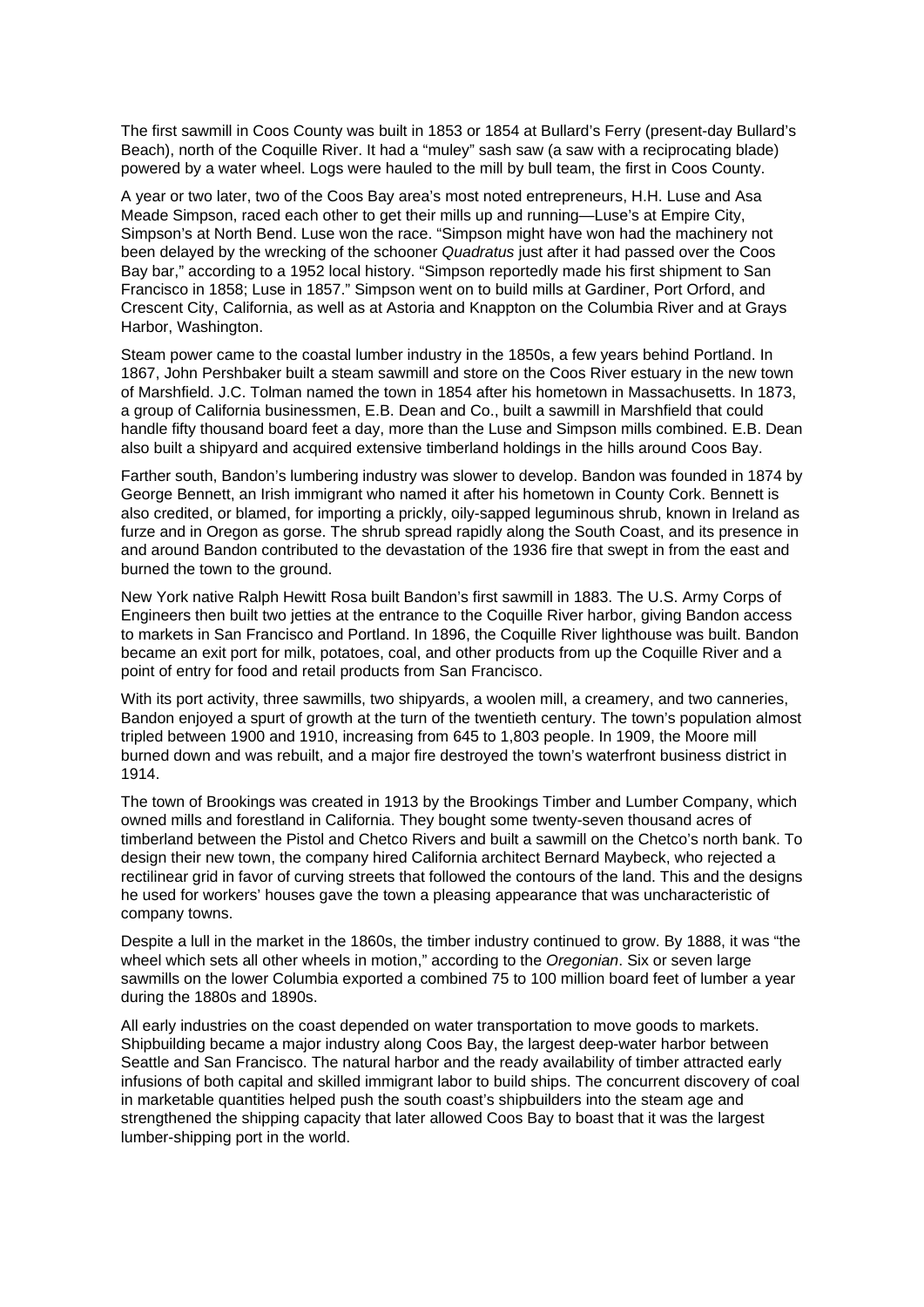The first sawmill in Coos County was built in 1853 or 1854 at Bullard's Ferry (present-day Bullard's Beach), north of the Coquille River. It had a "muley" sash saw (a saw with a reciprocating blade) powered by a water wheel. Logs were hauled to the mill by bull team, the first in Coos County.

A year or two later, two of the Coos Bay area's most noted entrepreneurs, H.H. Luse and Asa Meade Simpson, raced each other to get their mills up and running—Luse's at Empire City, Simpson's at North Bend. Luse won the race. "Simpson might have won had the machinery not been delayed by the wrecking of the schooner *Quadratus* just after it had passed over the Coos Bay bar," according to a 1952 local history. "Simpson reportedly made his first shipment to San Francisco in 1858; Luse in 1857." Simpson went on to build mills at Gardiner, Port Orford, and Crescent City, California, as well as at Astoria and Knappton on the Columbia River and at Grays Harbor, Washington.

Steam power came to the coastal lumber industry in the 1850s, a few years behind Portland. In 1867, John Pershbaker built a steam sawmill and store on the Coos River estuary in the new town of Marshfield. J.C. Tolman named the town in 1854 after his hometown in Massachusetts. In 1873, a group of California businessmen, E.B. Dean and Co., built a sawmill in Marshfield that could handle fifty thousand board feet a day, more than the Luse and Simpson mills combined. E.B. Dean also built a shipyard and acquired extensive timberland holdings in the hills around Coos Bay.

Farther south, Bandon's lumbering industry was slower to develop. Bandon was founded in 1874 by George Bennett, an Irish immigrant who named it after his hometown in County Cork. Bennett is also credited, or blamed, for importing a prickly, oily-sapped leguminous shrub, known in Ireland as furze and in Oregon as gorse. The shrub spread rapidly along the South Coast, and its presence in and around Bandon contributed to the devastation of the 1936 fire that swept in from the east and burned the town to the ground.

New York native Ralph Hewitt Rosa built Bandon's first sawmill in 1883. The U.S. Army Corps of Engineers then built two jetties at the entrance to the Coquille River harbor, giving Bandon access to markets in San Francisco and Portland. In 1896, the Coquille River lighthouse was built. Bandon became an exit port for milk, potatoes, coal, and other products from up the Coquille River and a point of entry for food and retail products from San Francisco.

With its port activity, three sawmills, two shipyards, a woolen mill, a creamery, and two canneries, Bandon enjoyed a spurt of growth at the turn of the twentieth century. The town's population almost tripled between 1900 and 1910, increasing from 645 to 1,803 people. In 1909, the Moore mill burned down and was rebuilt, and a major fire destroyed the town's waterfront business district in 1914.

The town of Brookings was created in 1913 by the Brookings Timber and Lumber Company, which owned mills and forestland in California. They bought some twenty-seven thousand acres of timberland between the Pistol and Chetco Rivers and built a sawmill on the Chetco's north bank. To design their new town, the company hired California architect Bernard Maybeck, who rejected a rectilinear grid in favor of curving streets that followed the contours of the land. This and the designs he used for workers' houses gave the town a pleasing appearance that was uncharacteristic of company towns.

Despite a lull in the market in the 1860s, the timber industry continued to grow. By 1888, it was "the wheel which sets all other wheels in motion," according to the *Oregonian*. Six or seven large sawmills on the lower Columbia exported a combined 75 to 100 million board feet of lumber a year during the 1880s and 1890s.

All early industries on the coast depended on water transportation to move goods to markets. Shipbuilding became a major industry along Coos Bay, the largest deep-water harbor between Seattle and San Francisco. The natural harbor and the ready availability of timber attracted early infusions of both capital and skilled immigrant labor to build ships. The concurrent discovery of coal in marketable quantities helped push the south coast's shipbuilders into the steam age and strengthened the shipping capacity that later allowed Coos Bay to boast that it was the largest lumber-shipping port in the world.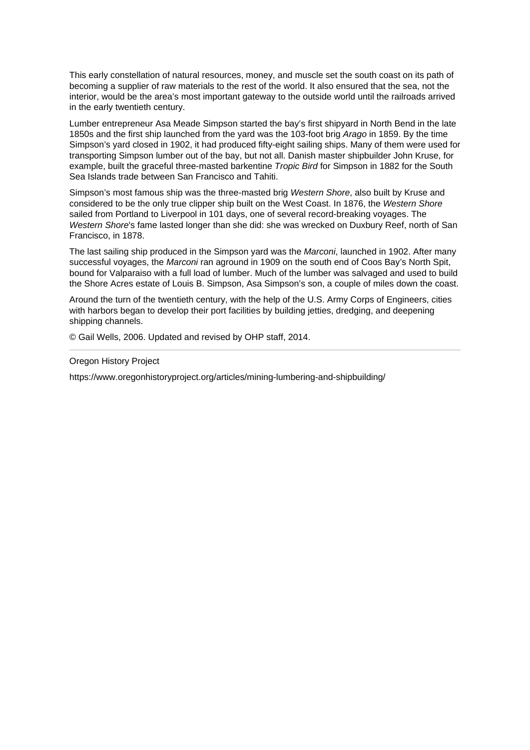This early constellation of natural resources, money, and muscle set the south coast on its path of becoming a supplier of raw materials to the rest of the world. It also ensured that the sea, not the interior, would be the area's most important gateway to the outside world until the railroads arrived in the early twentieth century.

Lumber entrepreneur Asa Meade Simpson started the bay's first shipyard in North Bend in the late 1850s and the first ship launched from the yard was the 103-foot brig *Arago* in 1859. By the time Simpson's yard closed in 1902, it had produced fifty-eight sailing ships. Many of them were used for transporting Simpson lumber out of the bay, but not all. Danish master shipbuilder John Kruse, for example, built the graceful three-masted barkentine *Tropic Bird* for Simpson in 1882 for the South Sea Islands trade between San Francisco and Tahiti.

Simpson's most famous ship was the three-masted brig *Western Shore*, also built by Kruse and considered to be the only true clipper ship built on the West Coast. In 1876, the *Western Shore* sailed from Portland to Liverpool in 101 days, one of several record-breaking voyages. The *Western Shore*'s fame lasted longer than she did: she was wrecked on Duxbury Reef, north of San Francisco, in 1878.

The last sailing ship produced in the Simpson yard was the *Marconi*, launched in 1902. After many successful voyages, the *Marconi* ran aground in 1909 on the south end of Coos Bay's North Spit, bound for Valparaiso with a full load of lumber. Much of the lumber was salvaged and used to build the Shore Acres estate of Louis B. Simpson, Asa Simpson's son, a couple of miles down the coast.

Around the turn of the twentieth century, with the help of the U.S. Army Corps of Engineers, cities with harbors began to develop their port facilities by building jetties, dredging, and deepening shipping channels.

© Gail Wells, 2006. Updated and revised by OHP staff, 2014.

---

Oregon History Project

https://www.oregonhistoryproject.org/articles/mining-lumbering-and-shipbuilding/